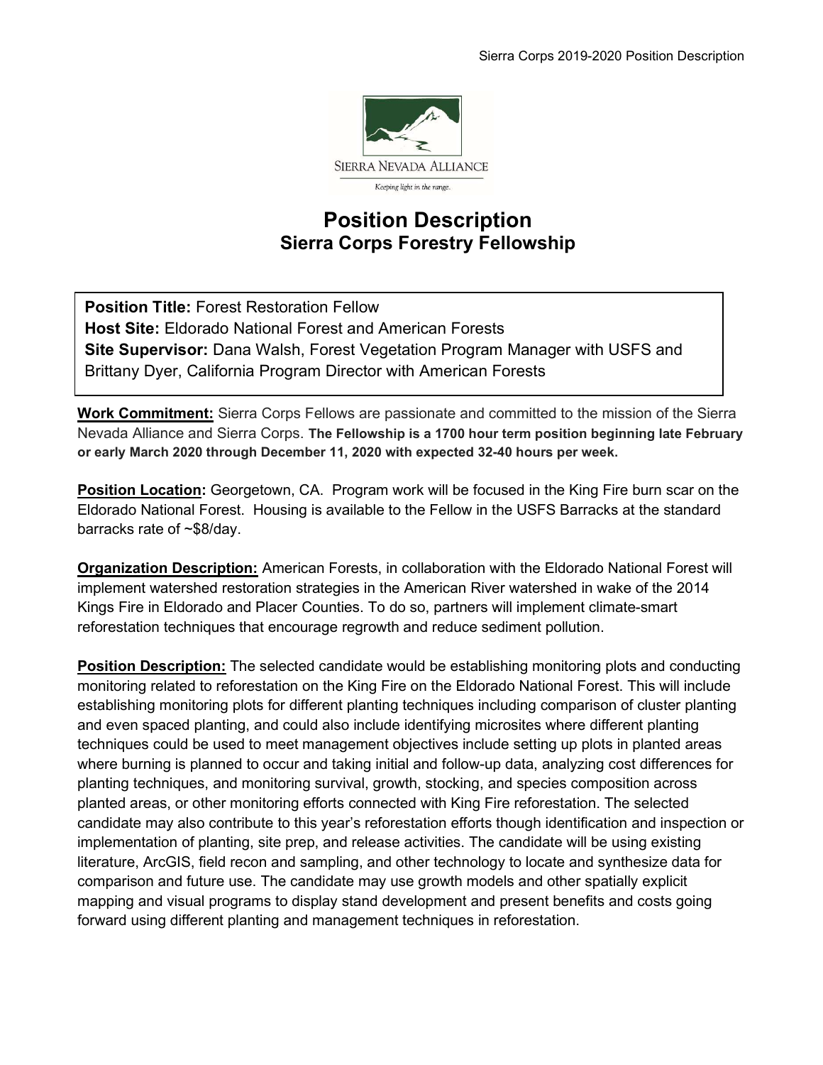# Position Description
## Sierra Corps Forestry Fellowship

**Position Title:** Forest Restoration Fellow
**Host Site:** Eldorado National Forest and American Forests
**Site Supervisor:** Dana Walsh, Forest Vegetation Program Manager with USFS and Brittany Dyer, California Program Director with American Forests

**Work Commitment:** Sierra Corps Fellows are passionate and committed to the mission of the Sierra Nevada Alliance and Sierra Corps. **The Fellowship is a 1700 hour term position beginning late February or early March 2020 through December 11, 2020 with expected 32-40 hours per week.**

**Position Location:** Georgetown, CA. Program work will be focused in the King Fire burn scar on the Eldorado National Forest. Housing is available to the Fellow in the USFS Barracks at the standard barracks rate of ~$8/day.

**Organization Description:** American Forests, in collaboration with the Eldorado National Forest will implement watershed restoration strategies in the American River watershed in wake of the 2014 Kings Fire in Eldorado and Placer Counties. To do so, partners will implement climate-smart reforestation techniques that encourage regrowth and reduce sediment pollution.

**Position Description:** The selected candidate would be establishing monitoring plots and conducting monitoring related to reforestation on the King Fire on the Eldorado National Forest. This will include establishing monitoring plots for different planting techniques including comparison of cluster planting and even spaced planting, and could also include identifying microsites where different planting techniques could be used to meet management objectives include setting up plots in planted areas where burning is planned to occur and taking initial and follow-up data, analyzing cost differences for planting techniques, and monitoring survival, growth, stocking, and species composition across planted areas, or other monitoring efforts connected with King Fire reforestation. The selected candidate may also contribute to this year's reforestation efforts though identification and inspection or implementation of planting, site prep, and release activities. The candidate will be using existing literature, ArcGIS, field recon and sampling, and other technology to locate and synthesize data for comparison and future use. The candidate may use growth models and other spatially explicit mapping and visual programs to display stand development and present benefits and costs going forward using different planting and management techniques in reforestation.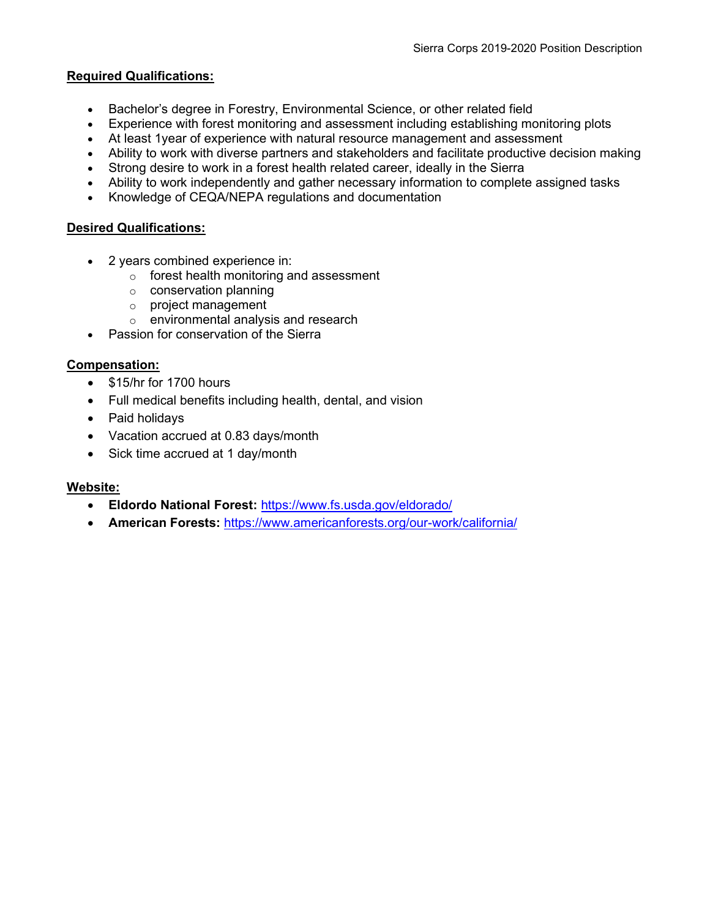**Required Qualifications:**

- Bachelor's degree in Forestry, Environmental Science, or other related field
- Experience with forest monitoring and assessment including establishing monitoring plots
- At least 1year of experience with natural resource management and assessment
- Ability to work with diverse partners and stakeholders and facilitate productive decision making
- Strong desire to work in a forest health related career, ideally in the Sierra
- Ability to work independently and gather necessary information to complete assigned tasks
- Knowledge of CEQA/NEPA regulations and documentation

**Desired Qualifications:**

- 2 years combined experience in:
  - forest health monitoring and assessment
  - conservation planning
  - project management
  - environmental analysis and research
- Passion for conservation of the Sierra

**Compensation:**

- $15/hr for 1700 hours
- Full medical benefits including health, dental, and vision
- Paid holidays
- Vacation accrued at 0.83 days/month
- Sick time accrued at 1 day/month

**Website:**

- **Eldordo National Forest:** https://www.fs.usda.gov/eldorado/
- **American Forests:** https://www.americanforests.org/our-work/california/